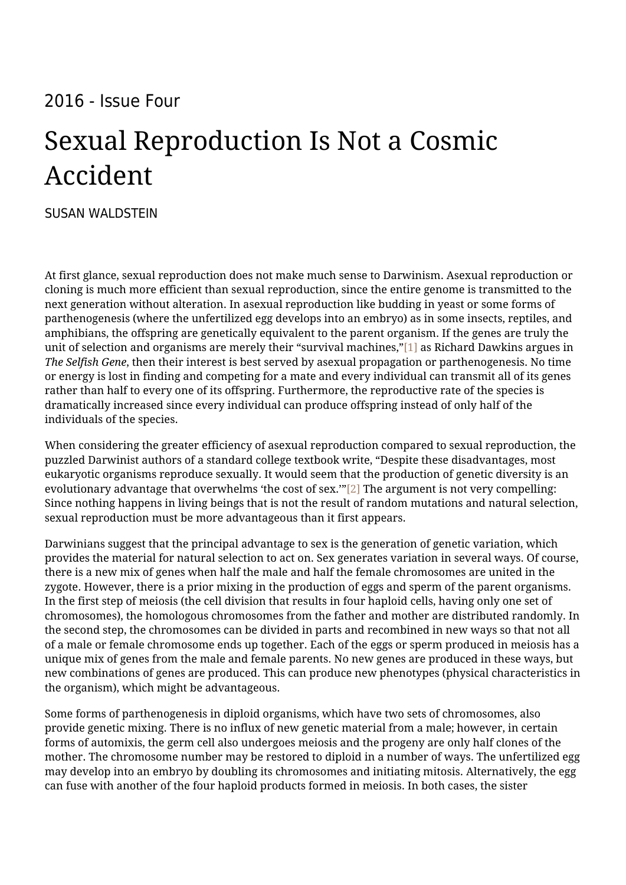2016 - Issue Four

# Sexual Reproduction Is Not a Cosmic Accident

SUSAN WALDSTEIN

At first glance, sexual reproduction does not make much sense to Darwinism. Asexual reproduction or cloning is much more efficient than sexual reproduction, since the entire genome is transmitted to the next generation without alteration. In asexual reproduction like budding in yeast or some forms of parthenogenesis (where the unfertilized egg develops into an embryo) as in some insects, reptiles, and amphibians, the offspring are genetically equivalent to the parent organism. If the genes are truly the unit of selection and organisms are merely their "survival machines,"[1] as Richard Dawkins argues in *The Selfish Gene*, then their interest is best served by asexual propagation or parthenogenesis. No time or energy is lost in finding and competing for a mate and every individual can transmit all of its genes rather than half to every one of its offspring. Furthermore, the reproductive rate of the species is dramatically increased since every individual can produce offspring instead of only half of the individuals of the species.

When considering the greater efficiency of asexual reproduction compared to sexual reproduction, the puzzled Darwinist authors of a standard college textbook write, "Despite these disadvantages, most eukaryotic organisms reproduce sexually. It would seem that the production of genetic diversity is an evolutionary advantage that overwhelms 'the cost of sex.'"[2] The argument is not very compelling: Since nothing happens in living beings that is not the result of random mutations and natural selection, sexual reproduction must be more advantageous than it first appears.

Darwinians suggest that the principal advantage to sex is the generation of genetic variation, which provides the material for natural selection to act on. Sex generates variation in several ways. Of course, there is a new mix of genes when half the male and half the female chromosomes are united in the zygote. However, there is a prior mixing in the production of eggs and sperm of the parent organisms. In the first step of meiosis (the cell division that results in four haploid cells, having only one set of chromosomes), the homologous chromosomes from the father and mother are distributed randomly. In the second step, the chromosomes can be divided in parts and recombined in new ways so that not all of a male or female chromosome ends up together. Each of the eggs or sperm produced in meiosis has a unique mix of genes from the male and female parents. No new genes are produced in these ways, but new combinations of genes are produced. This can produce new phenotypes (physical characteristics in the organism), which might be advantageous.

Some forms of parthenogenesis in diploid organisms, which have two sets of chromosomes, also provide genetic mixing. There is no influx of new genetic material from a male; however, in certain forms of automixis, the germ cell also undergoes meiosis and the progeny are only half clones of the mother. The chromosome number may be restored to diploid in a number of ways. The unfertilized egg may develop into an embryo by doubling its chromosomes and initiating mitosis. Alternatively, the egg can fuse with another of the four haploid products formed in meiosis. In both cases, the sister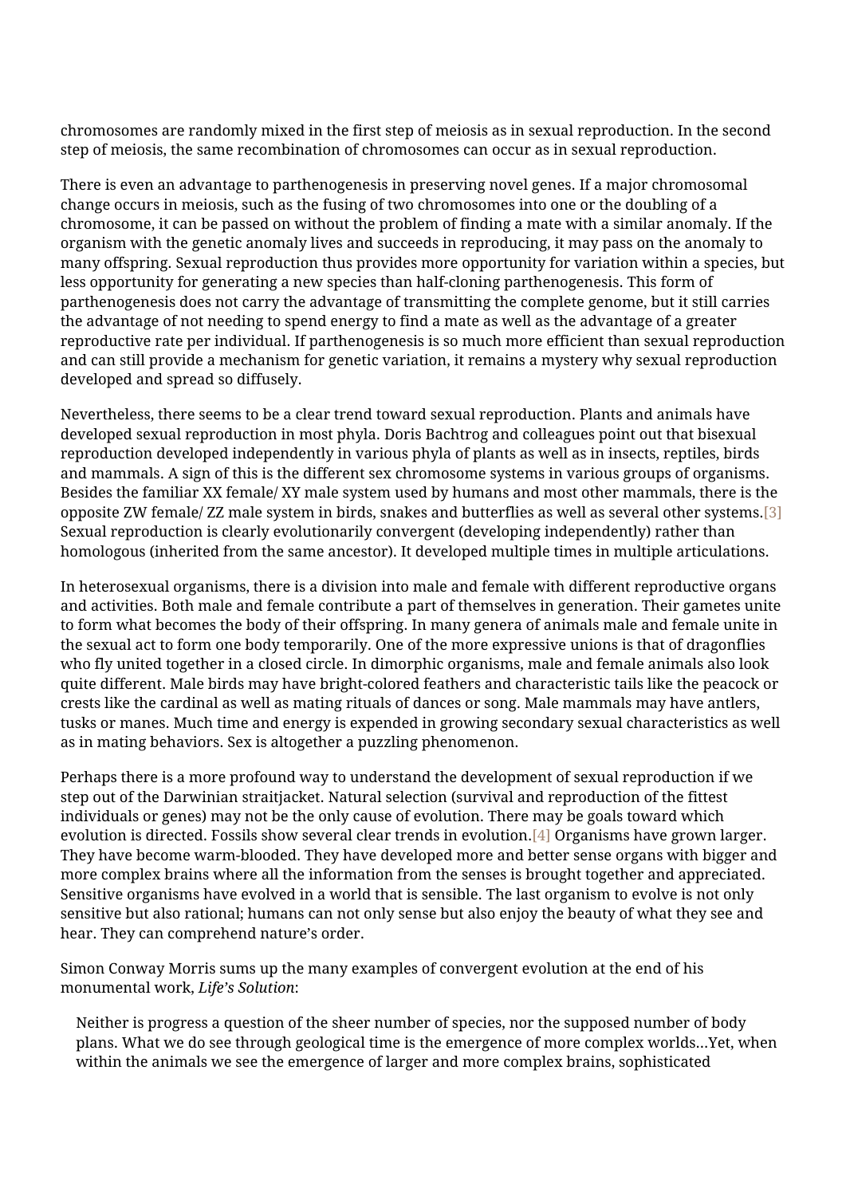chromosomes are randomly mixed in the first step of meiosis as in sexual reproduction. In the second step of meiosis, the same recombination of chromosomes can occur as in sexual reproduction.

There is even an advantage to parthenogenesis in preserving novel genes. If a major chromosomal change occurs in meiosis, such as the fusing of two chromosomes into one or the doubling of a chromosome, it can be passed on without the problem of finding a mate with a similar anomaly. If the organism with the genetic anomaly lives and succeeds in reproducing, it may pass on the anomaly to many offspring. Sexual reproduction thus provides more opportunity for variation within a species, but less opportunity for generating a new species than half-cloning parthenogenesis. This form of parthenogenesis does not carry the advantage of transmitting the complete genome, but it still carries the advantage of not needing to spend energy to find a mate as well as the advantage of a greater reproductive rate per individual. If parthenogenesis is so much more efficient than sexual reproduction and can still provide a mechanism for genetic variation, it remains a mystery why sexual reproduction developed and spread so diffusely.

Nevertheless, there seems to be a clear trend toward sexual reproduction. Plants and animals have developed sexual reproduction in most phyla. Doris Bachtrog and colleagues point out that bisexual reproduction developed independently in various phyla of plants as well as in insects, reptiles, birds and mammals. A sign of this is the different sex chromosome systems in various groups of organisms. Besides the familiar XX female/ XY male system used by humans and most other mammals, there is the opposite ZW female/ ZZ male system in birds, snakes and butterflies as well as several other systems.[3] Sexual reproduction is clearly evolutionarily convergent (developing independently) rather than homologous (inherited from the same ancestor). It developed multiple times in multiple articulations.

In heterosexual organisms, there is a division into male and female with different reproductive organs and activities. Both male and female contribute a part of themselves in generation. Their gametes unite to form what becomes the body of their offspring. In many genera of animals male and female unite in the sexual act to form one body temporarily. One of the more expressive unions is that of dragonflies who fly united together in a closed circle. In dimorphic organisms, male and female animals also look quite different. Male birds may have bright-colored feathers and characteristic tails like the peacock or crests like the cardinal as well as mating rituals of dances or song. Male mammals may have antlers, tusks or manes. Much time and energy is expended in growing secondary sexual characteristics as well as in mating behaviors. Sex is altogether a puzzling phenomenon.

Perhaps there is a more profound way to understand the development of sexual reproduction if we step out of the Darwinian straitjacket. Natural selection (survival and reproduction of the fittest individuals or genes) may not be the only cause of evolution. There may be goals toward which evolution is directed. Fossils show several clear trends in evolution.[4] Organisms have grown larger. They have become warm-blooded. They have developed more and better sense organs with bigger and more complex brains where all the information from the senses is brought together and appreciated. Sensitive organisms have evolved in a world that is sensible. The last organism to evolve is not only sensitive but also rational; humans can not only sense but also enjoy the beauty of what they see and hear. They can comprehend nature's order.

Simon Conway Morris sums up the many examples of convergent evolution at the end of his monumental work, *Life's Solution*:

> Neither is progress a question of the sheer number of species, nor the supposed number of body plans. What we do see through geological time is the emergence of more complex worlds...Yet, when within the animals we see the emergence of larger and more complex brains, sophisticated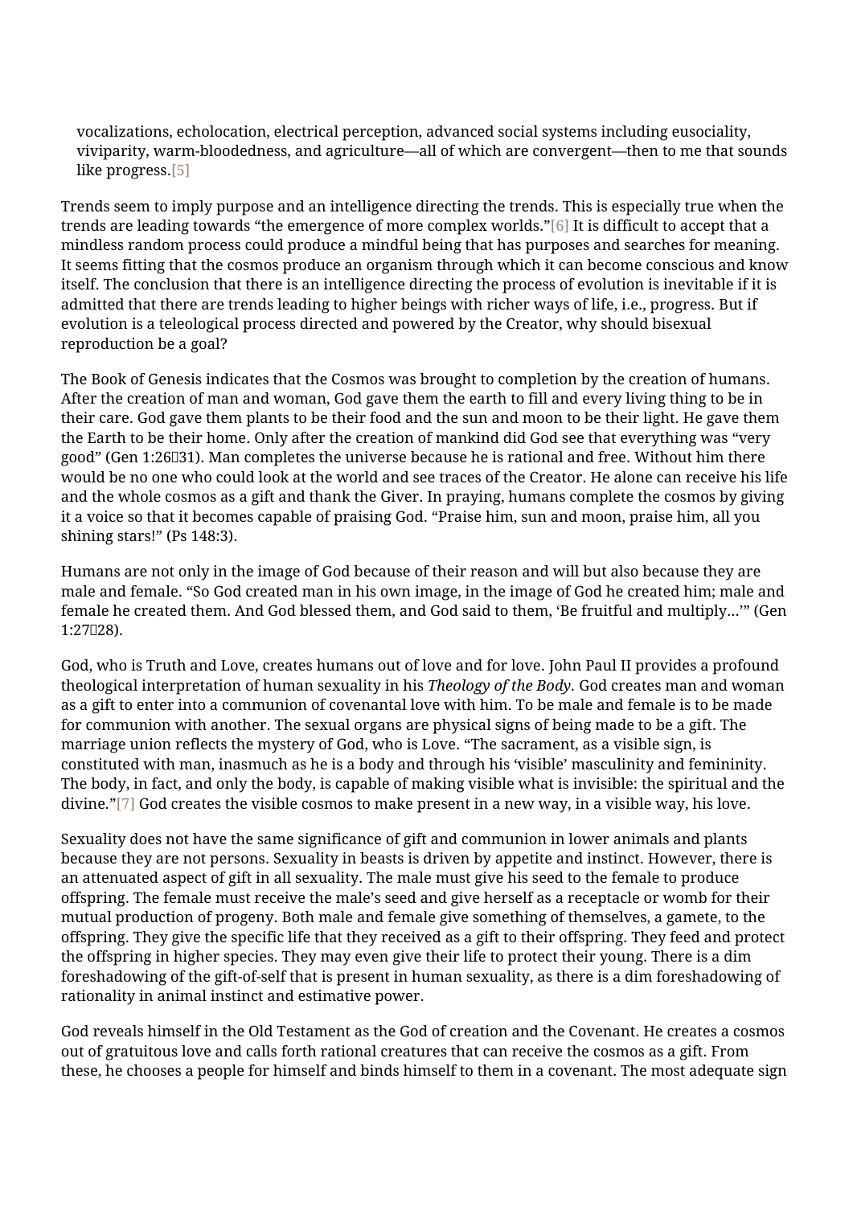> vocalizations, echolocation, electrical perception, advanced social systems including eusociality, viviparity, warm-bloodedness, and agriculture—all of which are convergent—then to me that sounds like progress.[5]

Trends seem to imply purpose and an intelligence directing the trends. This is especially true when the trends are leading towards "the emergence of more complex worlds."[6] It is difficult to accept that a mindless random process could produce a mindful being that has purposes and searches for meaning. It seems fitting that the cosmos produce an organism through which it can become conscious and know itself. The conclusion that there is an intelligence directing the process of evolution is inevitable if it is admitted that there are trends leading to higher beings with richer ways of life, i.e., progress. But if evolution is a teleological process directed and powered by the Creator, why should bisexual reproduction be a goal?

The Book of Genesis indicates that the Cosmos was brought to completion by the creation of humans. After the creation of man and woman, God gave them the earth to fill and every living thing to be in their care. God gave them plants to be their food and the sun and moon to be their light. He gave them the Earth to be their home. Only after the creation of mankind did God see that everything was "very good" (Gen 1:26–31). Man completes the universe because he is rational and free. Without him there would be no one who could look at the world and see traces of the Creator. He alone can receive his life and the whole cosmos as a gift and thank the Giver. In praying, humans complete the cosmos by giving it a voice so that it becomes capable of praising God. "Praise him, sun and moon, praise him, all you shining stars!" (Ps 148:3).

Humans are not only in the image of God because of their reason and will but also because they are male and female. "So God created man in his own image, in the image of God he created him; male and female he created them. And God blessed them, and God said to them, 'Be fruitful and multiply…'" (Gen 1:27–28).

God, who is Truth and Love, creates humans out of love and for love. John Paul II provides a profound theological interpretation of human sexuality in his *Theology of the Body*. God creates man and woman as a gift to enter into a communion of covenantal love with him. To be male and female is to be made for communion with another. The sexual organs are physical signs of being made to be a gift. The marriage union reflects the mystery of God, who is Love. "The sacrament, as a visible sign, is constituted with man, inasmuch as he is a body and through his 'visible' masculinity and femininity. The body, in fact, and only the body, is capable of making visible what is invisible: the spiritual and the divine."[7] God creates the visible cosmos to make present in a new way, in a visible way, his love.

Sexuality does not have the same significance of gift and communion in lower animals and plants because they are not persons. Sexuality in beasts is driven by appetite and instinct. However, there is an attenuated aspect of gift in all sexuality. The male must give his seed to the female to produce offspring. The female must receive the male's seed and give herself as a receptacle or womb for their mutual production of progeny. Both male and female give something of themselves, a gamete, to the offspring. They give the specific life that they received as a gift to their offspring. They feed and protect the offspring in higher species. They may even give their life to protect their young. There is a dim foreshadowing of the gift-of-self that is present in human sexuality, as there is a dim foreshadowing of rationality in animal instinct and estimative power.

God reveals himself in the Old Testament as the God of creation and the Covenant. He creates a cosmos out of gratuitous love and calls forth rational creatures that can receive the cosmos as a gift. From these, he chooses a people for himself and binds himself to them in a covenant. The most adequate sign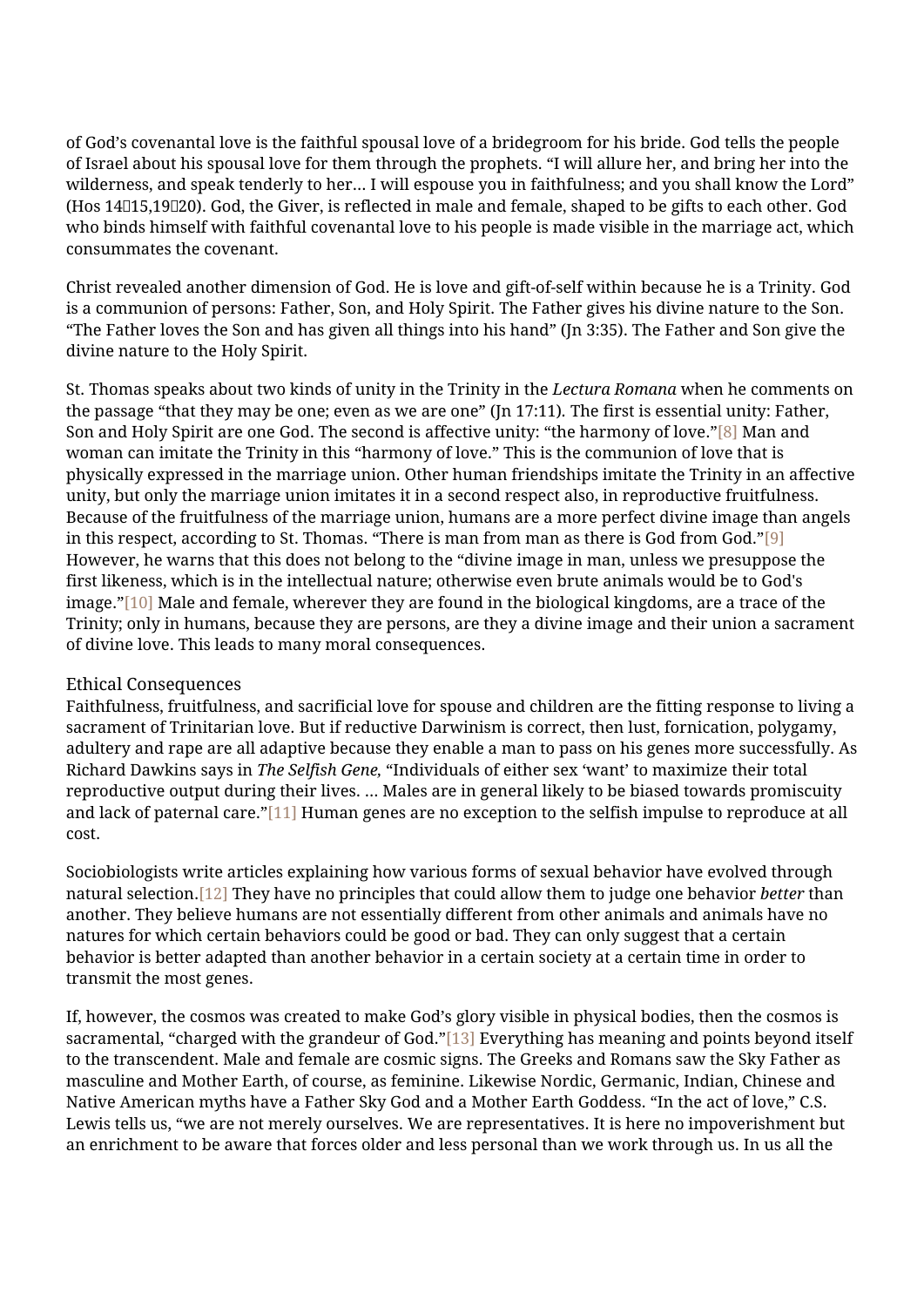of God's covenantal love is the faithful spousal love of a bridegroom for his bride. God tells the people of Israel about his spousal love for them through the prophets. "I will allure her, and bring her into the wilderness, and speak tenderly to her… I will espouse you in faithfulness; and you shall know the Lord" (Hos 14‑15,19‑20). God, the Giver, is reflected in male and female, shaped to be gifts to each other. God who binds himself with faithful covenantal love to his people is made visible in the marriage act, which consummates the covenant.

Christ revealed another dimension of God. He is love and gift-of-self within because he is a Trinity. God is a communion of persons: Father, Son, and Holy Spirit. The Father gives his divine nature to the Son. "The Father loves the Son and has given all things into his hand" (Jn 3:35). The Father and Son give the divine nature to the Holy Spirit.

St. Thomas speaks about two kinds of unity in the Trinity in the *Lectura Romana* when he comments on the passage "that they may be one; even as we are one" (Jn 17:11). The first is essential unity: Father, Son and Holy Spirit are one God. The second is affective unity: "the harmony of love."[8] Man and woman can imitate the Trinity in this "harmony of love." This is the communion of love that is physically expressed in the marriage union. Other human friendships imitate the Trinity in an affective unity, but only the marriage union imitates it in a second respect also, in reproductive fruitfulness. Because of the fruitfulness of the marriage union, humans are a more perfect divine image than angels in this respect, according to St. Thomas. "There is man from man as there is God from God."[9] However, he warns that this does not belong to the "divine image in man, unless we presuppose the first likeness, which is in the intellectual nature; otherwise even brute animals would be to God's image."[10] Male and female, wherever they are found in the biological kingdoms, are a trace of the Trinity; only in humans, because they are persons, are they a divine image and their union a sacrament of divine love. This leads to many moral consequences.

### Ethical Consequences

Faithfulness, fruitfulness, and sacrificial love for spouse and children are the fitting response to living a sacrament of Trinitarian love. But if reductive Darwinism is correct, then lust, fornication, polygamy, adultery and rape are all adaptive because they enable a man to pass on his genes more successfully. As Richard Dawkins says in *The Selfish Gene,* "Individuals of either sex 'want' to maximize their total reproductive output during their lives. … Males are in general likely to be biased towards promiscuity and lack of paternal care."[11] Human genes are no exception to the selfish impulse to reproduce at all cost.

Sociobiologists write articles explaining how various forms of sexual behavior have evolved through natural selection.[12] They have no principles that could allow them to judge one behavior *better* than another. They believe humans are not essentially different from other animals and animals have no natures for which certain behaviors could be good or bad. They can only suggest that a certain behavior is better adapted than another behavior in a certain society at a certain time in order to transmit the most genes.

If, however, the cosmos was created to make God's glory visible in physical bodies, then the cosmos is sacramental, "charged with the grandeur of God."[13] Everything has meaning and points beyond itself to the transcendent. Male and female are cosmic signs. The Greeks and Romans saw the Sky Father as masculine and Mother Earth, of course, as feminine. Likewise Nordic, Germanic, Indian, Chinese and Native American myths have a Father Sky God and a Mother Earth Goddess. "In the act of love," C.S. Lewis tells us, "we are not merely ourselves. We are representatives. It is here no impoverishment but an enrichment to be aware that forces older and less personal than we work through us. In us all the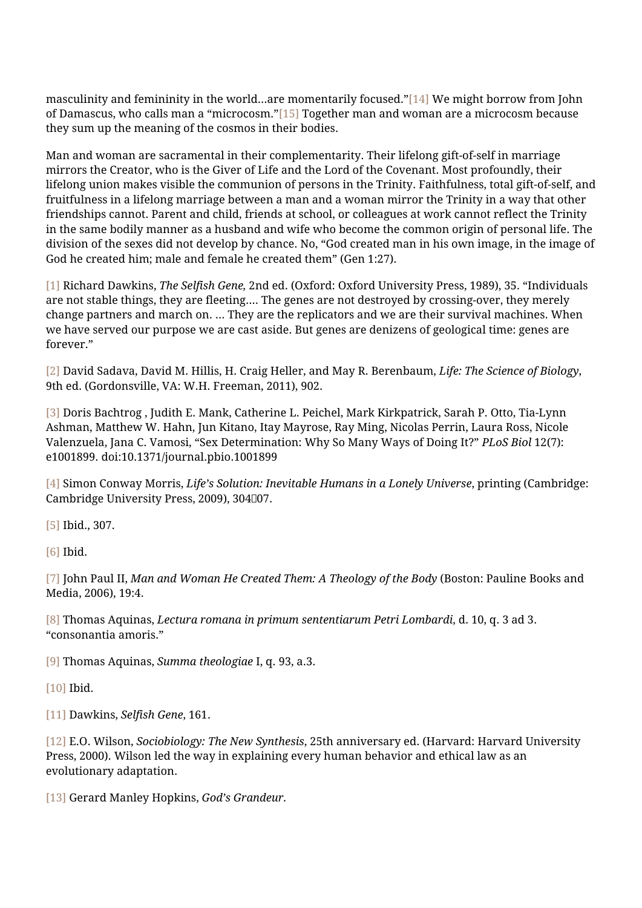masculinity and femininity in the world…are momentarily focused."[14] We might borrow from John of Damascus, who calls man a "microcosm."[15] Together man and woman are a microcosm because they sum up the meaning of the cosmos in their bodies.

Man and woman are sacramental in their complementarity. Their lifelong gift-of-self in marriage mirrors the Creator, who is the Giver of Life and the Lord of the Covenant. Most profoundly, their lifelong union makes visible the communion of persons in the Trinity. Faithfulness, total gift-of-self, and fruitfulness in a lifelong marriage between a man and a woman mirror the Trinity in a way that other friendships cannot. Parent and child, friends at school, or colleagues at work cannot reflect the Trinity in the same bodily manner as a husband and wife who become the common origin of personal life. The division of the sexes did not develop by chance. No, "God created man in his own image, in the image of God he created him; male and female he created them" (Gen 1:27).

[1] Richard Dawkins, *The Selfish Gene,* 2nd ed. (Oxford: Oxford University Press, 1989), 35. "Individuals are not stable things, they are fleeting…. The genes are not destroyed by crossing-over, they merely change partners and march on. … They are the replicators and we are their survival machines. When we have served our purpose we are cast aside. But genes are denizens of geological time: genes are forever."

[2] David Sadava, David M. Hillis, H. Craig Heller, and May R. Berenbaum, *Life: The Science of Biology*, 9th ed. (Gordonsville, VA: W.H. Freeman, 2011), 902.

[3] Doris Bachtrog , Judith E. Mank, Catherine L. Peichel, Mark Kirkpatrick, Sarah P. Otto, Tia-Lynn Ashman, Matthew W. Hahn, Jun Kitano, Itay Mayrose, Ray Ming, Nicolas Perrin, Laura Ross, Nicole Valenzuela, Jana C. Vamosi, "Sex Determination: Why So Many Ways of Doing It?" *PLoS Biol* 12(7): e1001899. doi:10.1371/journal.pbio.1001899

[4] Simon Conway Morris, *Life's Solution: Inevitable Humans in a Lonely Universe*, printing (Cambridge: Cambridge University Press, 2009), 304–07.

[5] Ibid., 307.

[6] Ibid.

[7] John Paul II, *Man and Woman He Created Them: A Theology of the Body* (Boston: Pauline Books and Media, 2006), 19:4.

[8] Thomas Aquinas, *Lectura romana in primum sententiarum Petri Lombardi*, d. 10, q. 3 ad 3. "consonantia amoris."

[9] Thomas Aquinas, *Summa theologiae* I, q. 93, a.3.

[10] Ibid.

[11] Dawkins, *Selfish Gene*, 161.

[12] E.O. Wilson, *Sociobiology: The New Synthesis*, 25th anniversary ed. (Harvard: Harvard University Press, 2000). Wilson led the way in explaining every human behavior and ethical law as an evolutionary adaptation.

[13] Gerard Manley Hopkins, *God's Grandeur.*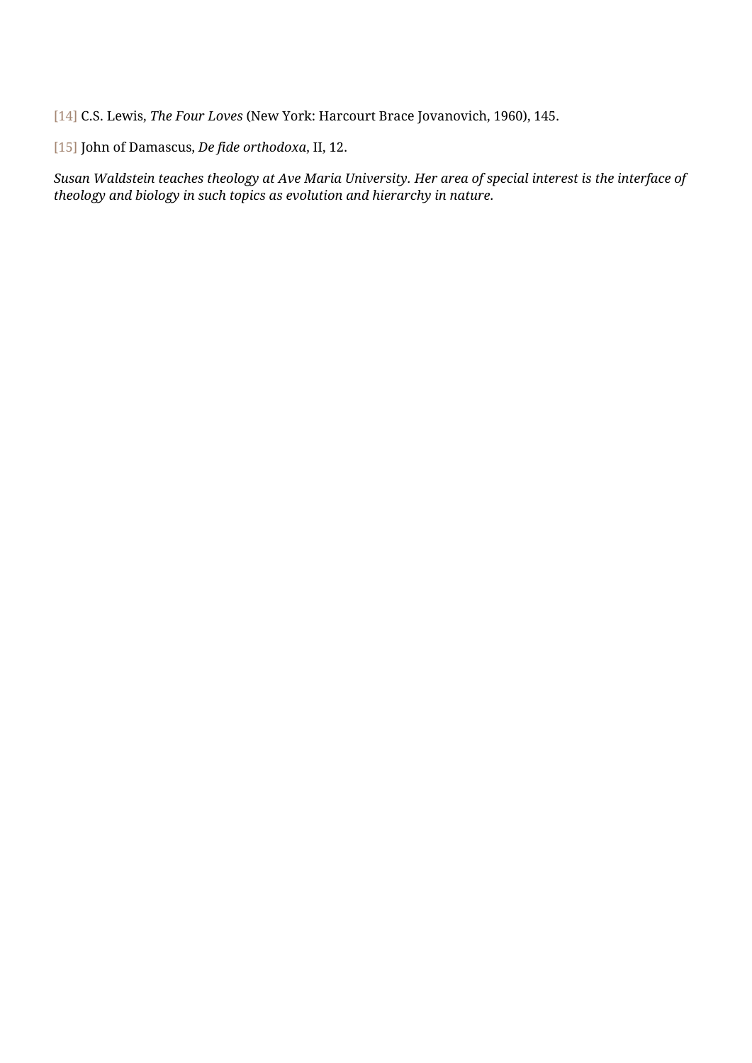[14] C.S. Lewis, *The Four Loves* (New York: Harcourt Brace Jovanovich, 1960), 145.

[15] John of Damascus, *De fide orthodoxa*, II, 12.

*Susan Waldstein teaches theology at Ave Maria University. Her area of special interest is the interface of theology and biology in such topics as evolution and hierarchy in nature.*